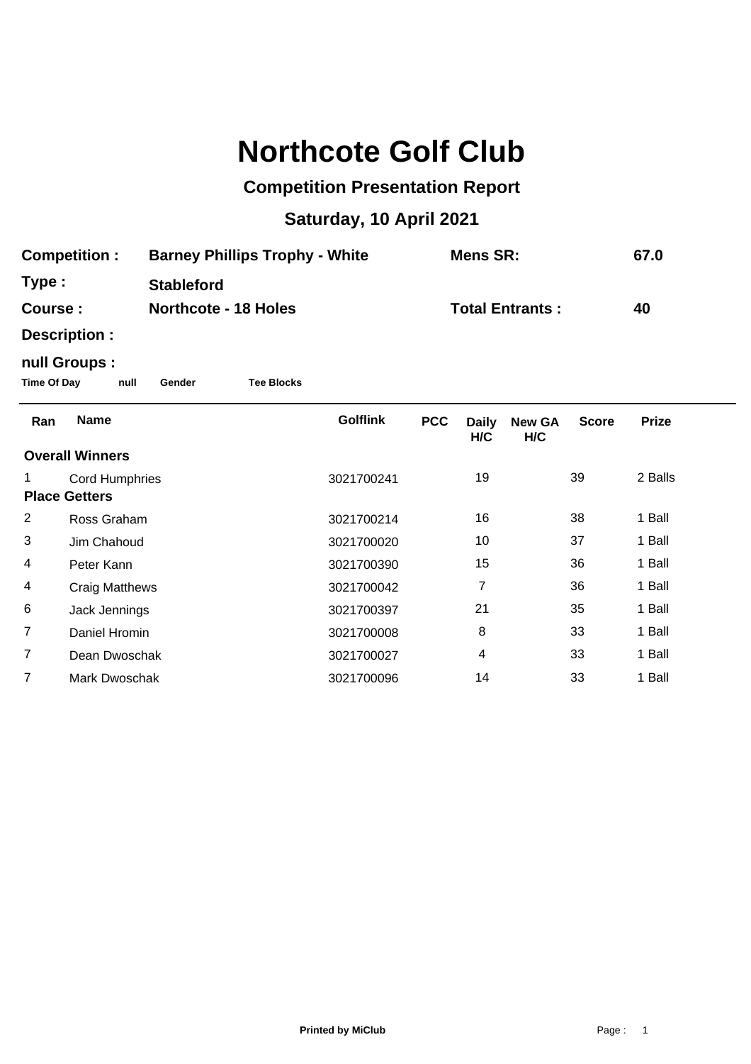# Northcote Golf Club

## Competition Presentation Report

## Saturday, 10 April 2021

**Competition :** **Barney Phillips Trophy - White** **Mens SR:** **67.0**

**Type :** **Stableford**

**Course :** **Northcote - 18 Holes** **Total Entrants :** **40**

**Description :**

**null Groups :**

**Time Of Day** **null** **Gender** **Tee Blocks**

| Ran | Name | Golflink | PCC | Daily H/C | New GA H/C | Score | Prize |
|---|---|---|---|---|---|---|---|
| **Overall Winners** | | | | | | | |
| 1 | Cord Humphries | 3021700241 | | 19 | | 39 | 2 Balls |
| **Place Getters** | | | | | | | |
| 2 | Ross Graham | 3021700214 | | 16 | | 38 | 1 Ball |
| 3 | Jim Chahoud | 3021700020 | | 10 | | 37 | 1 Ball |
| 4 | Peter Kann | 3021700390 | | 15 | | 36 | 1 Ball |
| 4 | Craig Matthews | 3021700042 | | 7 | | 36 | 1 Ball |
| 6 | Jack Jennings | 3021700397 | | 21 | | 35 | 1 Ball |
| 7 | Daniel Hromin | 3021700008 | | 8 | | 33 | 1 Ball |
| 7 | Dean Dwoschak | 3021700027 | | 4 | | 33 | 1 Ball |
| 7 | Mark Dwoschak | 3021700096 | | 14 | | 33 | 1 Ball |

**Printed by MiClub**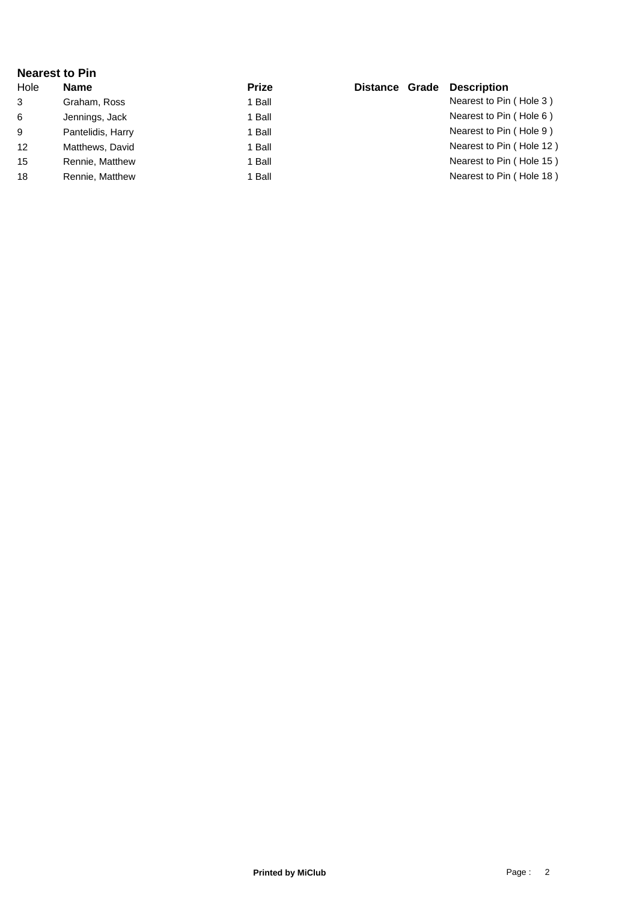## Nearest to Pin

| Hole | Name | Prize | Distance | Grade | Description |
| --- | --- | --- | --- | --- | --- |
| 3 | Graham, Ross | 1 Ball | | | Nearest to Pin ( Hole 3 ) |
| 6 | Jennings, Jack | 1 Ball | | | Nearest to Pin ( Hole 6 ) |
| 9 | Pantelidis, Harry | 1 Ball | | | Nearest to Pin ( Hole 9 ) |
| 12 | Matthews, David | 1 Ball | | | Nearest to Pin ( Hole 12 ) |
| 15 | Rennie, Matthew | 1 Ball | | | Nearest to Pin ( Hole 15 ) |
| 18 | Rennie, Matthew | 1 Ball | | | Nearest to Pin ( Hole 18 ) |

**Printed by MiClub**